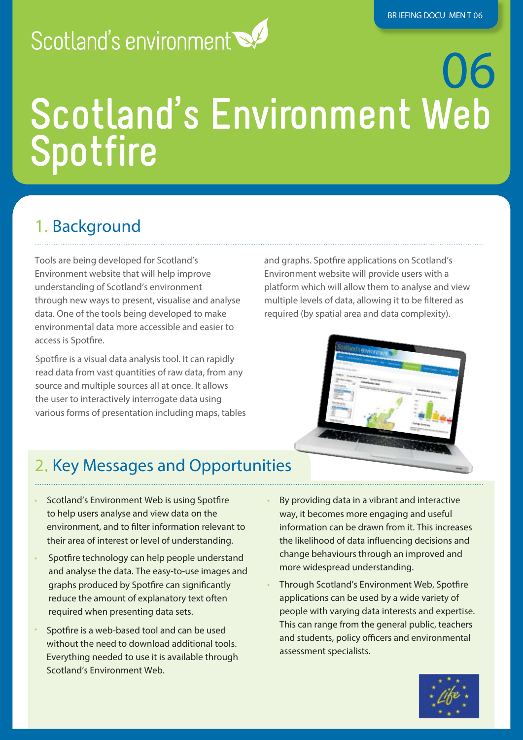Scotland's environment

BRIEFING DOCUMENT 06

# 06 Scotland's Environment Web Spotfire

## 1. Background

Tools are being developed for Scotland's Environment website that will help improve understanding of Scotland's environment through new ways to present, visualise and analyse data. One of the tools being developed to make environmental data more accessible and easier to access is Spotfire.

Spotfire is a visual data analysis tool. It can rapidly read data from vast quantities of raw data, from any source and multiple sources all at once. It allows the user to interactively interrogate data using various forms of presentation including maps, tables and graphs. Spotfire applications on Scotland's Environment website will provide users with a platform which will allow them to analyse and view multiple levels of data, allowing it to be filtered as required (by spatial area and data complexity).

## 2. Key Messages and Opportunities

- Scotland's Environment Web is using Spotfire to help users analyse and view data on the environment, and to filter information relevant to their area of interest or level of understanding.
- Spotfire technology can help people understand and analyse the data. The easy-to-use images and graphs produced by Spotfire can significantly reduce the amount of explanatory text often required when presenting data sets.
- Spotfire is a web-based tool and can be used without the need to download additional tools. Everything needed to use it is available through Scotland's Environment Web.
- By providing data in a vibrant and interactive way, it becomes more engaging and useful information can be drawn from it. This increases the likelihood of data influencing decisions and change behaviours through an improved and more widespread understanding.
- Through Scotland's Environment Web, Spotfire applications can be used by a wide variety of people with varying data interests and expertise. This can range from the general public, teachers and students, policy officers and environmental assessment specialists.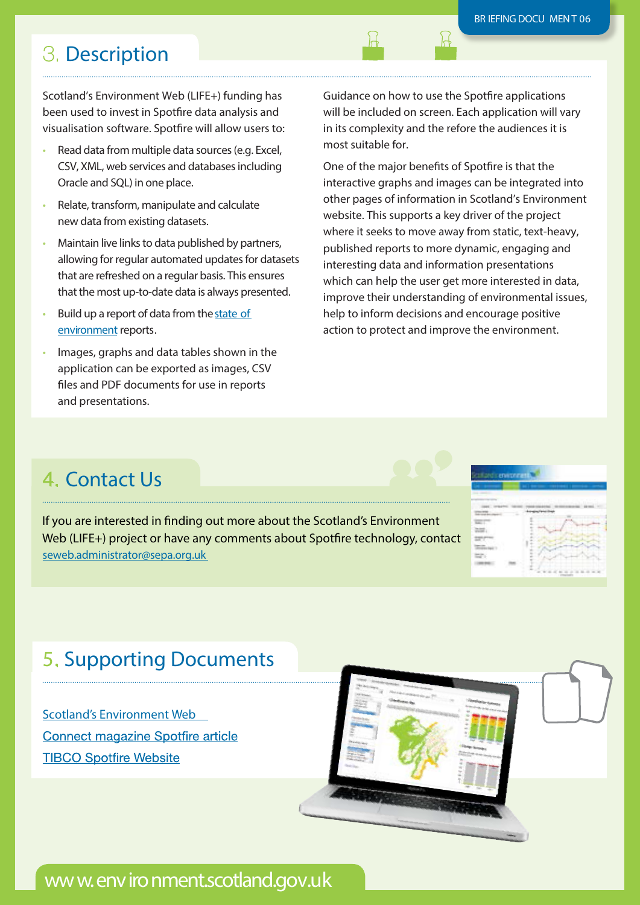## 3. Description

Scotland's Environment Web (LIFE+) funding has been used to invest in Spotfire data analysis and visualisation software. Spotfire will allow users to:

- Read data from multiple data sources (e.g. Excel, CSV, XML, web services and databases including Oracle and SQL) in one place.
- Relate, transform, manipulate and calculate new data from existing datasets.
- Maintain live links to data published by partners, allowing for regular automated updates for datasets that are refreshed on a regular basis. This ensures that the most up-to-date data is always presented.
- Build up a report of data from the state of environment reports.
- Images, graphs and data tables shown in the application can be exported as images, CSV files and PDF documents for use in reports and presentations.

Guidance on how to use the Spotfire applications will be included on screen. Each application will vary in its complexity and the refore the audiences it is most suitable for.

One of the major benefits of Spotfire is that the interactive graphs and images can be integrated into other pages of information in Scotland's Environment website. This supports a key driver of the project where it seeks to move away from static, text-heavy, published reports to more dynamic, engaging and interesting data and information presentations which can help the user get more interested in data, improve their understanding of environmental issues, help to inform decisions and encourage positive action to protect and improve the environment.

## 4. Contact Us

If you are interested in finding out more about the Scotland's Environment Web (LIFE+) project or have any comments about Spotfire technology, contact seweb.administrator@sepa.org.uk

## 5. Supporting Documents

Scotland's Environment Web

Connect magazine Spotfire article

TIBCO Spotfire Website

www.environment.scotland.gov.uk